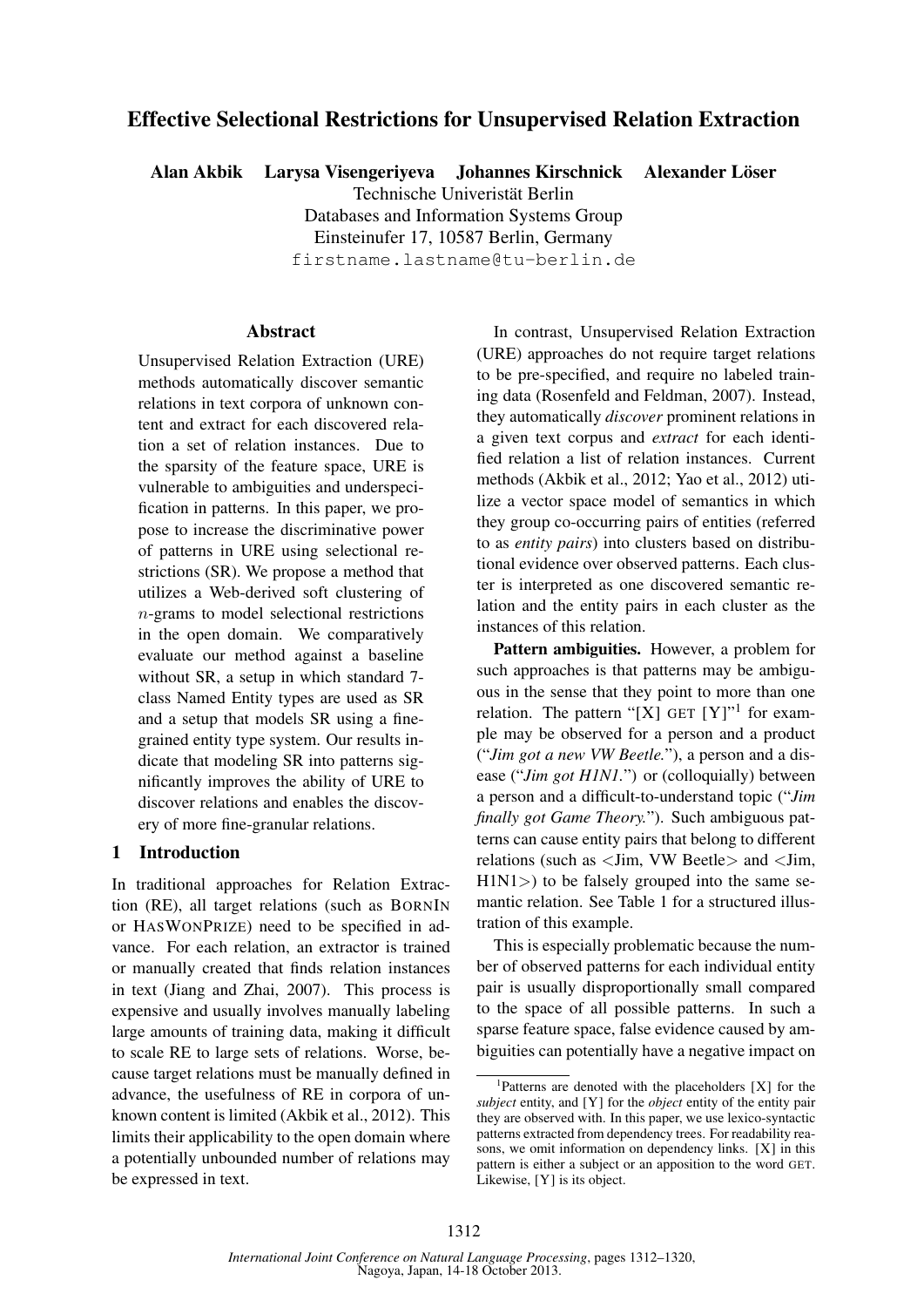# Effective Selectional Restrictions for Unsupervised Relation Extraction

**Alan Akbik    Larysa Visengeriyeva    Johannes Kirschnick    Alexander Löser**

Technische Univeristät Berlin
Databases and Information Systems Group
Einsteinufer 17, 10587 Berlin, Germany
firstname.lastname@tu-berlin.de

## Abstract

Unsupervised Relation Extraction (URE) methods automatically discover semantic relations in text corpora of unknown content and extract for each discovered relation a set of relation instances. Due to the sparsity of the feature space, URE is vulnerable to ambiguities and underspecification in patterns. In this paper, we propose to increase the discriminative power of patterns in URE using selectional restrictions (SR). We propose a method that utilizes a Web-derived soft clustering of $n$-grams to model selectional restrictions in the open domain. We comparatively evaluate our method against a baseline without SR, a setup in which standard 7-class Named Entity types are used as SR and a setup that models SR using a fine-grained entity type system. Our results indicate that modeling SR into patterns significantly improves the ability of URE to discover relations and enables the discovery of more fine-granular relations.

## 1 Introduction

In traditional approaches for Relation Extraction (RE), all target relations (such as BORNIN or HASWONPRIZE) need to be specified in advance. For each relation, an extractor is trained or manually created that finds relation instances in text (Jiang and Zhai, 2007). This process is expensive and usually involves manually labeling large amounts of training data, making it difficult to scale RE to large sets of relations. Worse, because target relations must be manually defined in advance, the usefulness of RE in corpora of unknown content is limited (Akbik et al., 2012). This limits their applicability to the open domain where a potentially unbounded number of relations may be expressed in text.

In contrast, Unsupervised Relation Extraction (URE) approaches do not require target relations to be pre-specified, and require no labeled training data (Rosenfeld and Feldman, 2007). Instead, they automatically *discover* prominent relations in a given text corpus and *extract* for each identified relation a list of relation instances. Current methods (Akbik et al., 2012; Yao et al., 2012) utilize a vector space model of semantics in which they group co-occurring pairs of entities (referred to as *entity pairs*) into clusters based on distributional evidence over observed patterns. Each cluster is interpreted as one discovered semantic relation and the entity pairs in each cluster as the instances of this relation.

**Pattern ambiguities.** However, a problem for such approaches is that patterns may be ambiguous in the sense that they point to more than one relation. The pattern "[X] GET [Y]"[1] for example may be observed for a person and a product ("*Jim got a new VW Beetle.*"), a person and a disease ("*Jim got H1N1.*") or (colloquially) between a person and a difficult-to-understand topic ("*Jim finally got Game Theory.*"). Such ambiguous patterns can cause entity pairs that belong to different relations (such as <Jim, VW Beetle> and <Jim, H1N1>) to be falsely grouped into the same semantic relation. See Table 1 for a structured illustration of this example.

This is especially problematic because the number of observed patterns for each individual entity pair is usually disproportionally small compared to the space of all possible patterns. In such a sparse feature space, false evidence caused by ambiguities can potentially have a negative impact on

[1] Patterns are denoted with the placeholders [X] for the *subject* entity, and [Y] for the *object* entity of the entity pair they are observed with. In this paper, we use lexico-syntactic patterns extracted from dependency trees. For readability reasons, we omit information on dependency links. [X] in this pattern is either a subject or an apposition to the word GET. Likewise, [Y] is its object.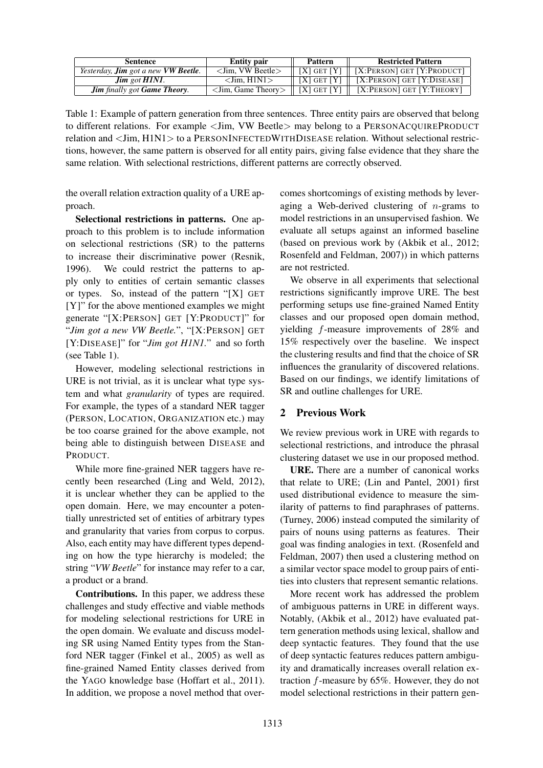| Sentence | Entity pair | Pattern | Restricted Pattern |
|---|---|---|---|
| *Yesterday, **Jim** got a new **VW Beetle**.* | <Jim, VW Beetle> | [X] GET [Y] | [X:PERSON] GET [Y:PRODUCT] |
| ***Jim** got **H1N1**.* | <Jim, H1N1> | [X] GET [Y] | [X:PERSON] GET [Y:DISEASE] |
| ***Jim** finally got **Game Theory**.* | <Jim, Game Theory> | [X] GET [Y] | [X:PERSON] GET [Y:THEORY] |

Table 1: Example of pattern generation from three sentences. Three entity pairs are observed that belong to different relations. For example <Jim, VW Beetle> may belong to a PERSONACQUIREPRODUCT relation and <Jim, H1N1> to a PERSONINFECTEDWITHDISEASE relation. Without selectional restrictions, however, the same pattern is observed for all entity pairs, giving false evidence that they share the same relation. With selectional restrictions, different patterns are correctly observed.

the overall relation extraction quality of a URE approach.

**Selectional restrictions in patterns.** One approach to this problem is to include information on selectional restrictions (SR) to the patterns to increase their discriminative power (Resnik, 1996). We could restrict the patterns to apply only to entities of certain semantic classes or types. So, instead of the pattern "[X] GET [Y]" for the above mentioned examples we might generate "[X:PERSON] GET [Y:PRODUCT]" for "*Jim got a new VW Beetle.*", "[X:PERSON] GET [Y:DISEASE]" for "*Jim got H1N1.*" and so forth (see Table 1).

However, modeling selectional restrictions in URE is not trivial, as it is unclear what type system and what *granularity* of types are required. For example, the types of a standard NER tagger (PERSON, LOCATION, ORGANIZATION etc.) may be too coarse grained for the above example, not being able to distinguish between DISEASE and PRODUCT.

While more fine-grained NER taggers have recently been researched (Ling and Weld, 2012), it is unclear whether they can be applied to the open domain. Here, we may encounter a potentially unrestricted set of entities of arbitrary types and granularity that varies from corpus to corpus. Also, each entity may have different types depending on how the type hierarchy is modeled; the string "*VW Beetle*" for instance may refer to a car, a product or a brand.

**Contributions.** In this paper, we address these challenges and study effective and viable methods for modeling selectional restrictions for URE in the open domain. We evaluate and discuss modeling SR using Named Entity types from the Stanford NER tagger (Finkel et al., 2005) as well as fine-grained Named Entity classes derived from the YAGO knowledge base (Hoffart et al., 2011). In addition, we propose a novel method that overcomes shortcomings of existing methods by leveraging a Web-derived clustering of $n$-grams to model restrictions in an unsupervised fashion. We evaluate all setups against an informed baseline (based on previous work by (Akbik et al., 2012; Rosenfeld and Feldman, 2007)) in which patterns are not restricted.

We observe in all experiments that selectional restrictions significantly improve URE. The best performing setups use fine-grained Named Entity classes and our proposed open domain method, yielding $f$-measure improvements of 28% and 15% respectively over the baseline. We inspect the clustering results and find that the choice of SR influences the granularity of discovered relations. Based on our findings, we identify limitations of SR and outline challenges for URE.

## 2 Previous Work

We review previous work in URE with regards to selectional restrictions, and introduce the phrasal clustering dataset we use in our proposed method.

**URE.** There are a number of canonical works that relate to URE; (Lin and Pantel, 2001) first used distributional evidence to measure the similarity of patterns to find paraphrases of patterns. (Turney, 2006) instead computed the similarity of pairs of nouns using patterns as features. Their goal was finding analogies in text. (Rosenfeld and Feldman, 2007) then used a clustering method on a similar vector space model to group pairs of entities into clusters that represent semantic relations.

More recent work has addressed the problem of ambiguous patterns in URE in different ways. Notably, (Akbik et al., 2012) have evaluated pattern generation methods using lexical, shallow and deep syntactic features. They found that the use of deep syntactic features reduces pattern ambiguity and dramatically increases overall relation extraction $f$-measure by 65%. However, they do not model selectional restrictions in their pattern gen-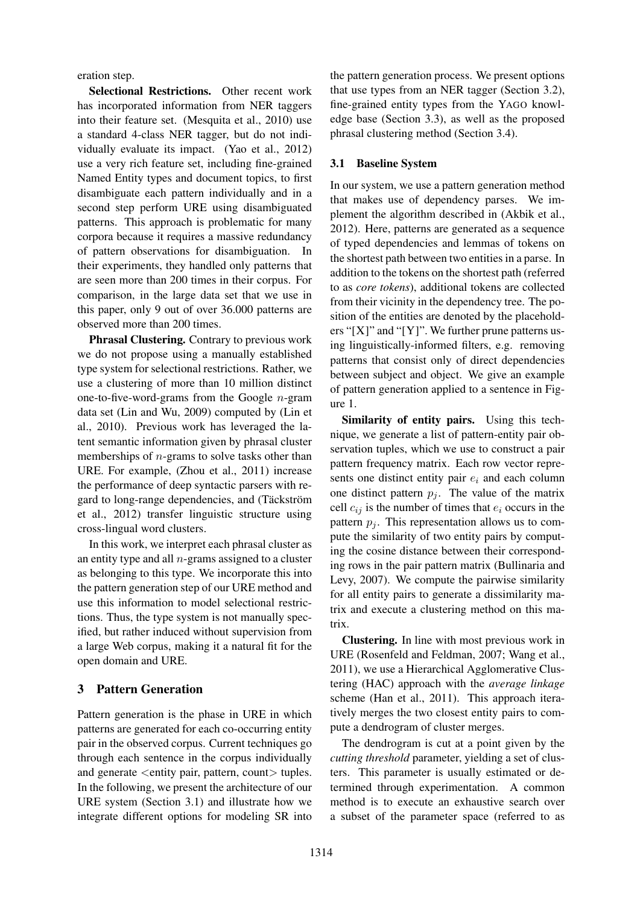eration step.

**Selectional Restrictions.** Other recent work has incorporated information from NER taggers into their feature set. (Mesquita et al., 2010) use a standard 4-class NER tagger, but do not individually evaluate its impact. (Yao et al., 2012) use a very rich feature set, including fine-grained Named Entity types and document topics, to first disambiguate each pattern individually and in a second step perform URE using disambiguated patterns. This approach is problematic for many corpora because it requires a massive redundancy of pattern observations for disambiguation. In their experiments, they handled only patterns that are seen more than 200 times in their corpus. For comparison, in the large data set that we use in this paper, only 9 out of over 36.000 patterns are observed more than 200 times.

**Phrasal Clustering.** Contrary to previous work we do not propose using a manually established type system for selectional restrictions. Rather, we use a clustering of more than 10 million distinct one-to-five-word-grams from the Google $n$-gram data set (Lin and Wu, 2009) computed by (Lin et al., 2010). Previous work has leveraged the latent semantic information given by phrasal cluster memberships of $n$-grams to solve tasks other than URE. For example, (Zhou et al., 2011) increase the performance of deep syntactic parsers with regard to long-range dependencies, and (Täckström et al., 2012) transfer linguistic structure using cross-lingual word clusters.

In this work, we interpret each phrasal cluster as an entity type and all $n$-grams assigned to a cluster as belonging to this type. We incorporate this into the pattern generation step of our URE method and use this information to model selectional restrictions. Thus, the type system is not manually specified, but rather induced without supervision from a large Web corpus, making it a natural fit for the open domain and URE.

## 3 Pattern Generation

Pattern generation is the phase in URE in which patterns are generated for each co-occurring entity pair in the observed corpus. Current techniques go through each sentence in the corpus individually and generate <entity pair, pattern, count> tuples. In the following, we present the architecture of our URE system (Section 3.1) and illustrate how we integrate different options for modeling SR into the pattern generation process. We present options that use types from an NER tagger (Section 3.2), fine-grained entity types from the YAGO knowledge base (Section 3.3), as well as the proposed phrasal clustering method (Section 3.4).

### 3.1 Baseline System

In our system, we use a pattern generation method that makes use of dependency parses. We implement the algorithm described in (Akbik et al., 2012). Here, patterns are generated as a sequence of typed dependencies and lemmas of tokens on the shortest path between two entities in a parse. In addition to the tokens on the shortest path (referred to as *core tokens*), additional tokens are collected from their vicinity in the dependency tree. The position of the entities are denoted by the placeholders "[X]" and "[Y]". We further prune patterns using linguistically-informed filters, e.g. removing patterns that consist only of direct dependencies between subject and object. We give an example of pattern generation applied to a sentence in Figure 1.

**Similarity of entity pairs.** Using this technique, we generate a list of pattern-entity pair observation tuples, which we use to construct a pair pattern frequency matrix. Each row vector represents one distinct entity pair $e_i$ and each column one distinct pattern $p_j$. The value of the matrix cell $c_{ij}$ is the number of times that $e_i$ occurs in the pattern $p_j$. This representation allows us to compute the similarity of two entity pairs by computing the cosine distance between their corresponding rows in the pair pattern matrix (Bullinaria and Levy, 2007). We compute the pairwise similarity for all entity pairs to generate a dissimilarity matrix and execute a clustering method on this matrix.

**Clustering.** In line with most previous work in URE (Rosenfeld and Feldman, 2007; Wang et al., 2011), we use a Hierarchical Agglomerative Clustering (HAC) approach with the *average linkage* scheme (Han et al., 2011). This approach iteratively merges the two closest entity pairs to compute a dendrogram of cluster merges.

The dendrogram is cut at a point given by the *cutting threshold* parameter, yielding a set of clusters. This parameter is usually estimated or determined through experimentation. A common method is to execute an exhaustive search over a subset of the parameter space (referred to as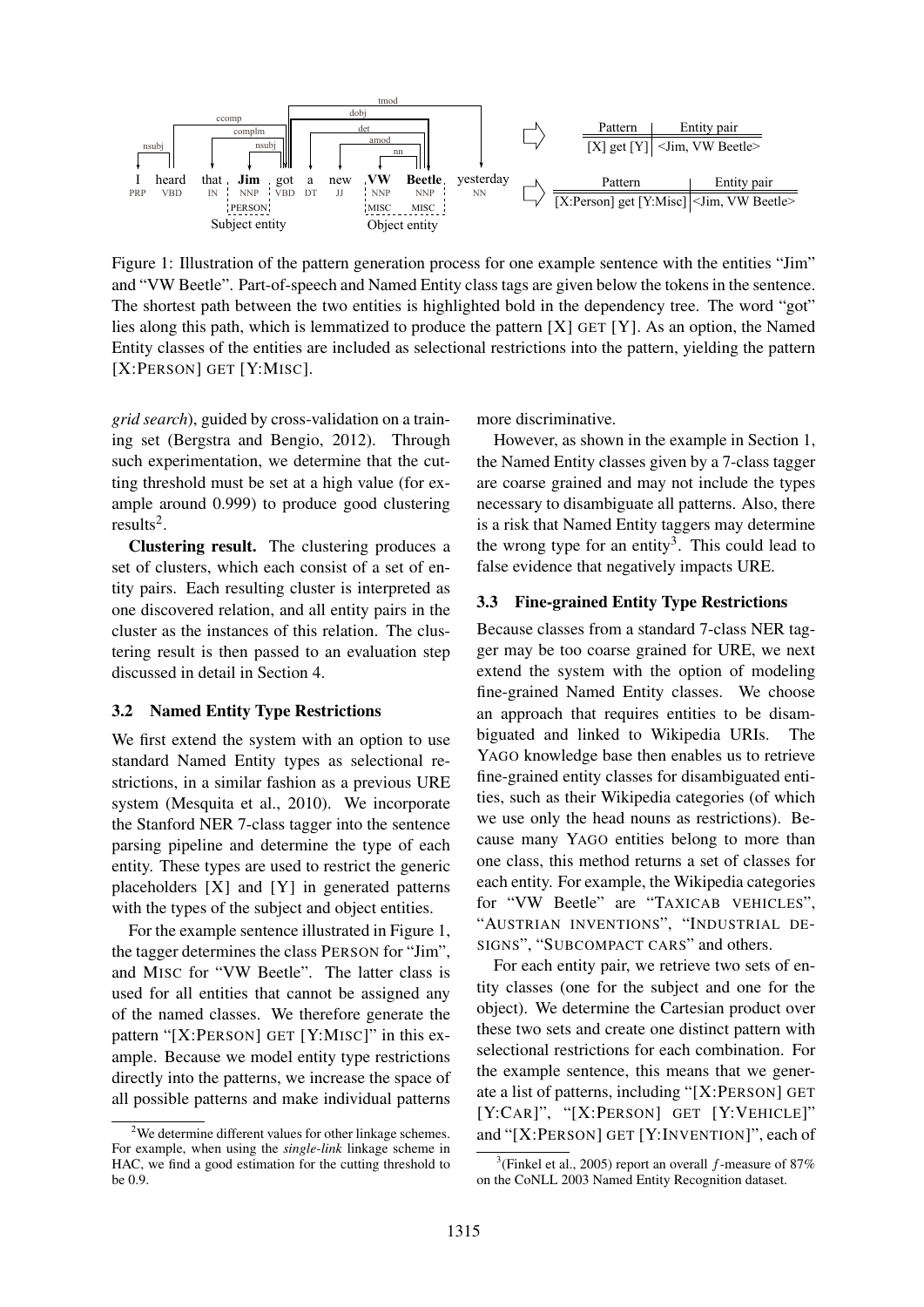Figure 1: Illustration of the pattern generation process for one example sentence with the entities "Jim" and "VW Beetle". Part-of-speech and Named Entity class tags are given below the tokens in the sentence. The shortest path between the two entities is highlighted bold in the dependency tree. The word "got" lies along this path, which is lemmatized to produce the pattern [X] GET [Y]. As an option, the Named Entity classes of the entities are included as selectional restrictions into the pattern, yielding the pattern [X:PERSON] GET [Y:MISC].

*grid search*), guided by cross-validation on a training set (Bergstra and Bengio, 2012). Through such experimentation, we determine that the cutting threshold must be set at a high value (for example around 0.999) to produce good clustering results[2].

**Clustering result.** The clustering produces a set of clusters, which each consist of a set of entity pairs. Each resulting cluster is interpreted as one discovered relation, and all entity pairs in the cluster as the instances of this relation. The clustering result is then passed to an evaluation step discussed in detail in Section 4.

### 3.2 Named Entity Type Restrictions

We first extend the system with an option to use standard Named Entity types as selectional restrictions, in a similar fashion as a previous URE system (Mesquita et al., 2010). We incorporate the Stanford NER 7-class tagger into the sentence parsing pipeline and determine the type of each entity. These types are used to restrict the generic placeholders [X] and [Y] in generated patterns with the types of the subject and object entities.

For the example sentence illustrated in Figure 1, the tagger determines the class PERSON for "Jim", and MISC for "VW Beetle". The latter class is used for all entities that cannot be assigned any of the named classes. We therefore generate the pattern "[X:PERSON] GET [Y:MISC]" in this example. Because we model entity type restrictions directly into the patterns, we increase the space of all possible patterns and make individual patterns more discriminative.

However, as shown in the example in Section 1, the Named Entity classes given by a 7-class tagger are coarse grained and may not include the types necessary to disambiguate all patterns. Also, there is a risk that Named Entity taggers may determine the wrong type for an entity[3]. This could lead to false evidence that negatively impacts URE.

### 3.3 Fine-grained Entity Type Restrictions

Because classes from a standard 7-class NER tagger may be too coarse grained for URE, we next extend the system with the option of modeling fine-grained Named Entity classes. We choose an approach that requires entities to be disambiguated and linked to Wikipedia URIs. The YAGO knowledge base then enables us to retrieve fine-grained entity classes for disambiguated entities, such as their Wikipedia categories (of which we use only the head nouns as restrictions). Because many YAGO entities belong to more than one class, this method returns a set of classes for each entity. For example, the Wikipedia categories for "VW Beetle" are "TAXICAB VEHICLES", "AUSTRIAN INVENTIONS", "INDUSTRIAL DESIGNS", "SUBCOMPACT CARS" and others.

For each entity pair, we retrieve two sets of entity classes (one for the subject and one for the object). We determine the Cartesian product over these two sets and create one distinct pattern with selectional restrictions for each combination. For the example sentence, this means that we generate a list of patterns, including "[X:PERSON] GET [Y:CAR]", "[X:PERSON] GET [Y:VEHICLE]" and "[X:PERSON] GET [Y:INVENTION]", each of

[2] We determine different values for other linkage schemes. For example, when using the *single-link* linkage scheme in HAC, we find a good estimation for the cutting threshold to be 0.9.

[3] (Finkel et al., 2005) report an overall $f$-measure of 87% on the CoNLL 2003 Named Entity Recognition dataset.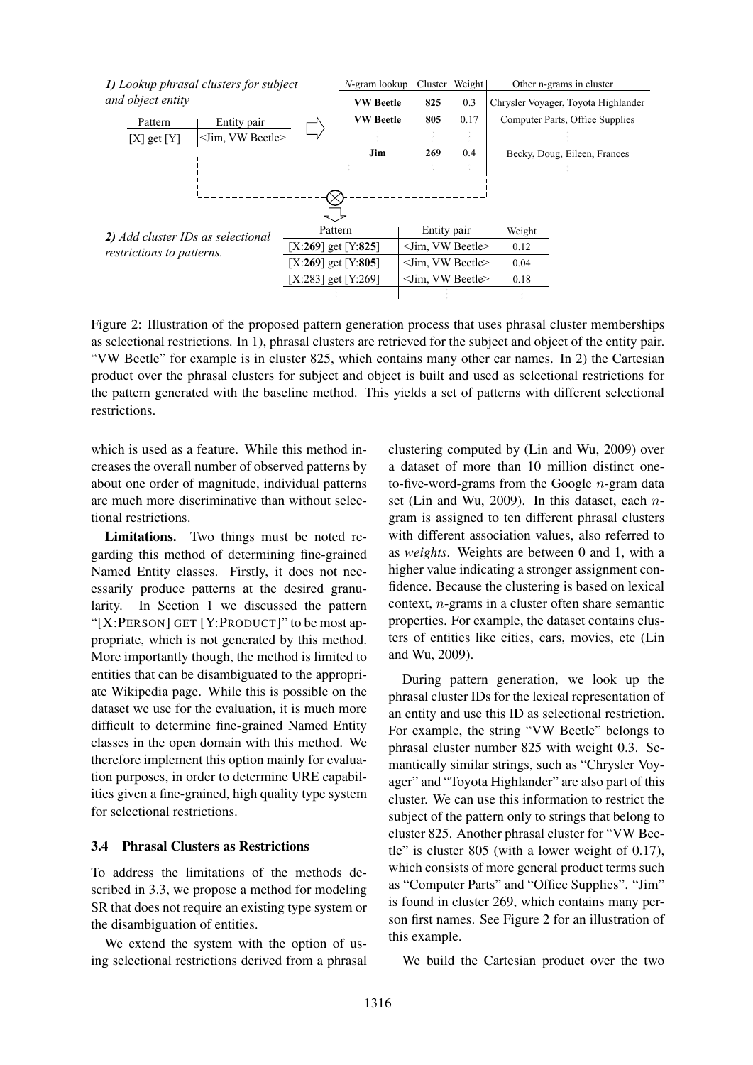**1) Lookup phrasal clusters for subject and object entity**

| Pattern | Entity pair |
|---|---|
| [X] get [Y] | <Jim, VW Beetle> |

| *N*-gram lookup | Cluster | Weight | Other n-grams in cluster |
|---|---|---|---|
| **VW Beetle** | **825** | 0.3 | Chrysler Voyager, Toyota Highlander |
| **VW Beetle** | **805** | 0.17 | Computer Parts, Office Supplies |
| ⋮ | ⋮ | ⋮ | ⋮ |
| **Jim** | **269** | 0.4 | Becky, Doug, Eileen, Frances |
| ⋮ | ⋮ | ⋮ | ⋮ |

**2) Add cluster IDs as selectional restrictions to patterns.**

| Pattern | Entity pair | Weight |
|---|---|---|
| [X:**269**] get [Y:**825**] | <Jim, VW Beetle> | 0.12 |
| [X:**269**] get [Y:**805**] | <Jim, VW Beetle> | 0.04 |
| [X:283] get [Y:269] | <Jim, VW Beetle> | 0.18 |
| ⋮ | ⋮ | ⋮ |

Figure 2: Illustration of the proposed pattern generation process that uses phrasal cluster memberships as selectional restrictions. In 1), phrasal clusters are retrieved for the subject and object of the entity pair. "VW Beetle" for example is in cluster 825, which contains many other car names. In 2) the Cartesian product over the phrasal clusters for subject and object is built and used as selectional restrictions for the pattern generated with the baseline method. This yields a set of patterns with different selectional restrictions.

which is used as a feature. While this method increases the overall number of observed patterns by about one order of magnitude, individual patterns are much more discriminative than without selectional restrictions.

**Limitations.** Two things must be noted regarding this method of determining fine-grained Named Entity classes. Firstly, it does not necessarily produce patterns at the desired granularity. In Section 1 we discussed the pattern "[X:PERSON] GET [Y:PRODUCT]" to be most appropriate, which is not generated by this method. More importantly though, the method is limited to entities that can be disambiguated to the appropriate Wikipedia page. While this is possible on the dataset we use for the evaluation, it is much more difficult to determine fine-grained Named Entity classes in the open domain with this method. We therefore implement this option mainly for evaluation purposes, in order to determine URE capabilities given a fine-grained, high quality type system for selectional restrictions.

### 3.4 Phrasal Clusters as Restrictions

To address the limitations of the methods described in 3.3, we propose a method for modeling SR that does not require an existing type system or the disambiguation of entities.

We extend the system with the option of using selectional restrictions derived from a phrasal clustering computed by (Lin and Wu, 2009) over a dataset of more than 10 million distinct one-to-five-word-grams from the Google $n$-gram data set (Lin and Wu, 2009). In this dataset, each $n$-gram is assigned to ten different phrasal clusters with different association values, also referred to as *weights*. Weights are between 0 and 1, with a higher value indicating a stronger assignment confidence. Because the clustering is based on lexical context, $n$-grams in a cluster often share semantic properties. For example, the dataset contains clusters of entities like cities, cars, movies, etc (Lin and Wu, 2009).

During pattern generation, we look up the phrasal cluster IDs for the lexical representation of an entity and use this ID as selectional restriction. For example, the string "VW Beetle" belongs to phrasal cluster number 825 with weight 0.3. Semantically similar strings, such as "Chrysler Voyager" and "Toyota Highlander" are also part of this cluster. We can use this information to restrict the subject of the pattern only to strings that belong to cluster 825. Another phrasal cluster for "VW Beetle" is cluster 805 (with a lower weight of 0.17), which consists of more general product terms such as "Computer Parts" and "Office Supplies". "Jim" is found in cluster 269, which contains many person first names. See Figure 2 for an illustration of this example.

We build the Cartesian product over the two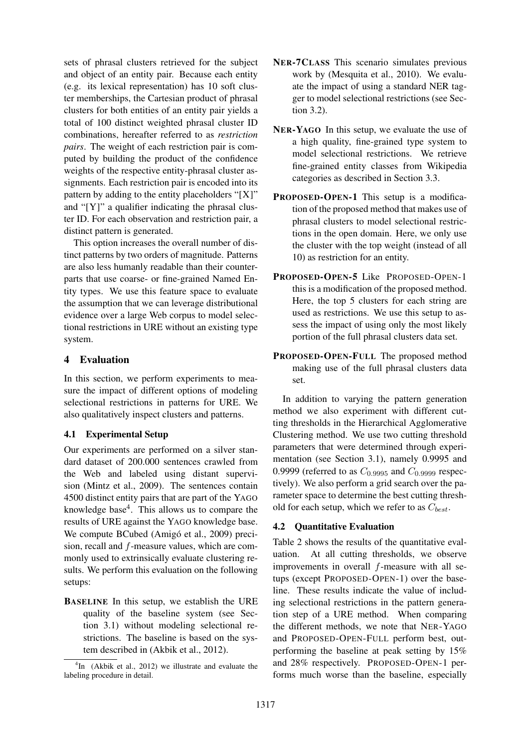sets of phrasal clusters retrieved for the subject and object of an entity pair. Because each entity (e.g. its lexical representation) has 10 soft cluster memberships, the Cartesian product of phrasal clusters for both entities of an entity pair yields a total of 100 distinct weighted phrasal cluster ID combinations, hereafter referred to as *restriction pairs*. The weight of each restriction pair is computed by building the product of the confidence weights of the respective entity-phrasal cluster assignments. Each restriction pair is encoded into its pattern by adding to the entity placeholders "[X]" and "[Y]" a qualifier indicating the phrasal cluster ID. For each observation and restriction pair, a distinct pattern is generated.

This option increases the overall number of distinct patterns by two orders of magnitude. Patterns are also less humanly readable than their counterparts that use coarse- or fine-grained Named Entity types. We use this feature space to evaluate the assumption that we can leverage distributional evidence over a large Web corpus to model selectional restrictions in URE without an existing type system.

## 4 Evaluation

In this section, we perform experiments to measure the impact of different options of modeling selectional restrictions in patterns for URE. We also qualitatively inspect clusters and patterns.

### 4.1 Experimental Setup

Our experiments are performed on a silver standard dataset of 200.000 sentences crawled from the Web and labeled using distant supervision (Mintz et al., 2009). The sentences contain 4500 distinct entity pairs that are part of the YAGO knowledge base[4]. This allows us to compare the results of URE against the YAGO knowledge base. We compute BCubed (Amigó et al., 2009) precision, recall and $f$-measure values, which are commonly used to extrinsically evaluate clustering results. We perform this evaluation on the following setups:

**BASELINE** In this setup, we establish the URE quality of the baseline system (see Section 3.1) without modeling selectional restrictions. The baseline is based on the system described in (Akbik et al., 2012).

**NER-7CLASS** This scenario simulates previous work by (Mesquita et al., 2010). We evaluate the impact of using a standard NER tagger to model selectional restrictions (see Section 3.2).

**NER-YAGO** In this setup, we evaluate the use of a high quality, fine-grained type system to model selectional restrictions. We retrieve fine-grained entity classes from Wikipedia categories as described in Section 3.3.

**PROPOSED-OPEN-1** This setup is a modification of the proposed method that makes use of phrasal clusters to model selectional restrictions in the open domain. Here, we only use the cluster with the top weight (instead of all 10) as restriction for an entity.

**PROPOSED-OPEN-5** Like PROPOSED-OPEN-1 this is a modification of the proposed method. Here, the top 5 clusters for each string are used as restrictions. We use this setup to assess the impact of using only the most likely portion of the full phrasal clusters data set.

**PROPOSED-OPEN-FULL** The proposed method making use of the full phrasal clusters data set.

In addition to varying the pattern generation method we also experiment with different cutting thresholds in the Hierarchical Agglomerative Clustering method. We use two cutting threshold parameters that were determined through experimentation (see Section 3.1), namely 0.9995 and 0.9999 (referred to as $C_{0.9995}$ and $C_{0.9999}$ respectively). We also perform a grid search over the parameter space to determine the best cutting threshold for each setup, which we refer to as $C_{best}$.

### 4.2 Quantitative Evaluation

Table 2 shows the results of the quantitative evaluation. At all cutting thresholds, we observe improvements in overall $f$-measure with all setups (except PROPOSED-OPEN-1) over the baseline. These results indicate the value of including selectional restrictions in the pattern generation step of a URE method. When comparing the different methods, we note that NER-YAGO and PROPOSED-OPEN-FULL perform best, outperforming the baseline at peak setting by 15% and 28% respectively. PROPOSED-OPEN-1 performs much worse than the baseline, especially

[4] In (Akbik et al., 2012) we illustrate and evaluate the labeling procedure in detail.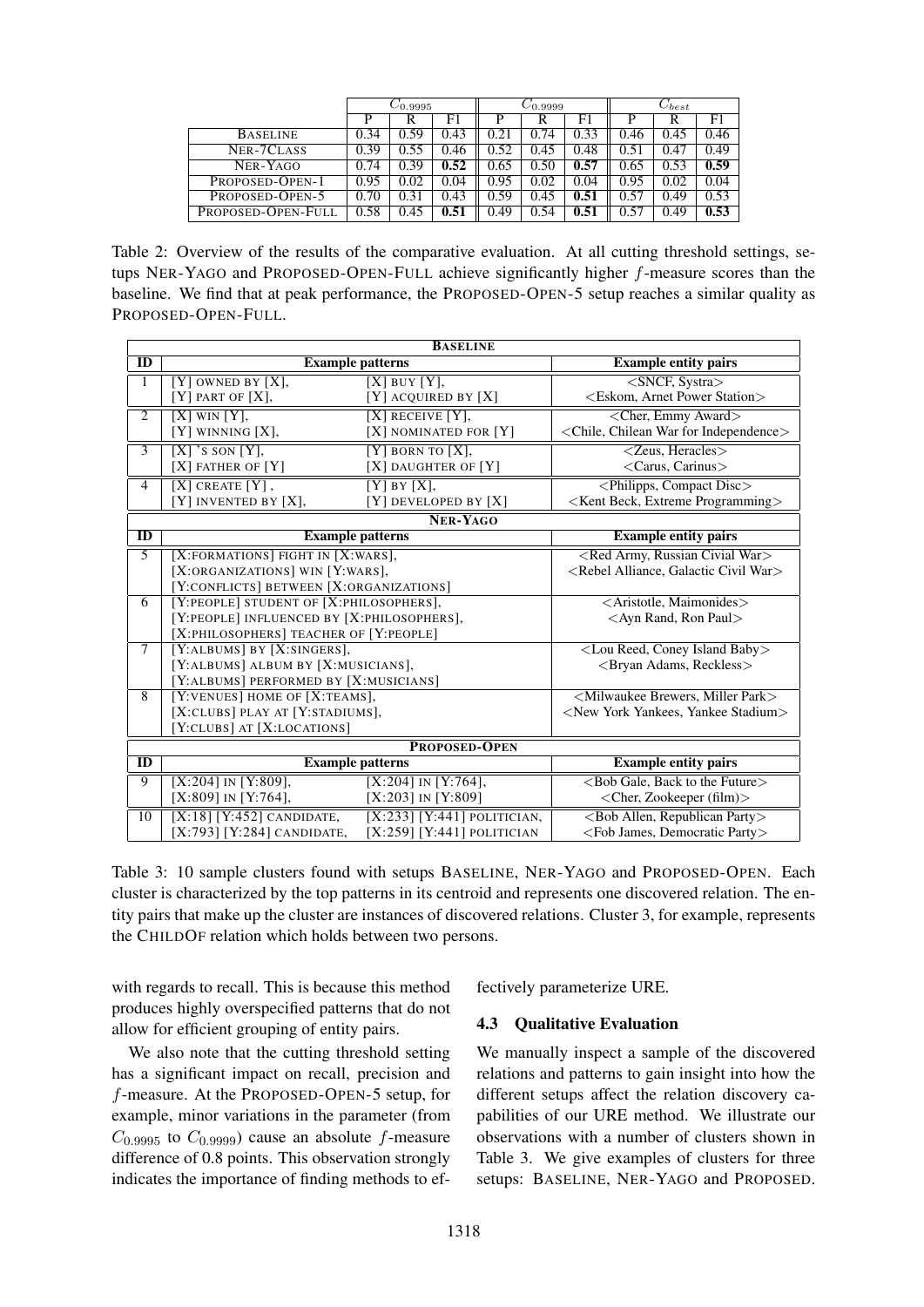| | $C_{0.9995}$ | | | $C_{0.9999}$ | | | $C_{best}$ | | |
|---|---|---|---|---|---|---|---|---|---|
| | P | R | F1 | P | R | F1 | P | R | F1 |
| BASELINE | 0.34 | 0.59 | 0.43 | 0.21 | 0.74 | 0.33 | 0.46 | 0.45 | 0.46 |
| NER-7CLASS | 0.39 | 0.55 | 0.46 | 0.52 | 0.45 | 0.48 | 0.51 | 0.47 | 0.49 |
| NER-YAGO | 0.74 | 0.39 | **0.52** | 0.65 | 0.50 | **0.57** | 0.65 | 0.53 | **0.59** |
| PROPOSED-OPEN-1 | 0.95 | 0.02 | 0.04 | 0.95 | 0.02 | 0.04 | 0.95 | 0.02 | 0.04 |
| PROPOSED-OPEN-5 | 0.70 | 0.31 | 0.43 | 0.59 | 0.45 | **0.51** | 0.57 | 0.49 | 0.53 |
| PROPOSED-OPEN-FULL | 0.58 | 0.45 | **0.51** | 0.49 | 0.54 | **0.51** | 0.57 | 0.49 | **0.53** |

Table 2: Overview of the results of the comparative evaluation. At all cutting threshold settings, setups NER-YAGO and PROPOSED-OPEN-FULL achieve significantly higher $f$-measure scores than the baseline. We find that at peak performance, the PROPOSED-OPEN-5 setup reaches a similar quality as PROPOSED-OPEN-FULL.

| ID | Example patterns | | Example entity pairs |
|---|---|---|---|
| **BASELINE** | | | |
| 1 | [Y] OWNED BY [X], [Y] PART OF [X], | [X] BUY [Y], [Y] ACQUIRED BY [X] | <SNCF, Systra> <Eskom, Arnet Power Station> |
| 2 | [X] WIN [Y], [Y] WINNING [X], | [X] RECEIVE [Y], [X] NOMINATED FOR [Y] | <Cher, Emmy Award> <Chile, Chilean War for Independence> |
| 3 | [X] 'S SON [Y], [X] FATHER OF [Y] | [Y] BORN TO [X], [X] DAUGHTER OF [Y] | <Zeus, Heracles> <Carus, Carinus> |
| 4 | [X] CREATE [Y] , [Y] INVENTED BY [X], | [Y] BY [X], [Y] DEVELOPED BY [X] | <Philipps, Compact Disc> <Kent Beck, Extreme Programming> |
| **NER-YAGO** | | | |
| 5 | [X:FORMATIONS] FIGHT IN [X:WARS], [X:ORGANIZATIONS] WIN [Y:WARS], [Y:CONFLICTS] BETWEEN [X:ORGANIZATIONS] | | <Red Army, Russian Civial War> <Rebel Alliance, Galactic Civil War> |
| 6 | [Y:PEOPLE] STUDENT OF [X:PHILOSOPHERS], [Y:PEOPLE] INFLUENCED BY [X:PHILOSOPHERS], [X:PHILOSOPHERS] TEACHER OF [Y:PEOPLE] | | <Aristotle, Maimonides> <Ayn Rand, Ron Paul> |
| 7 | [Y:ALBUMS] BY [X:SINGERS], [Y:ALBUMS] ALBUM BY [X:MUSICIANS], [Y:ALBUMS] PERFORMED BY [X:MUSICIANS] | | <Lou Reed, Coney Island Baby> <Bryan Adams, Reckless> |
| 8 | [Y:VENUES] HOME OF [X:TEAMS], [X:CLUBS] PLAY AT [Y:STADIUMS], [Y:CLUBS] AT [X:LOCATIONS] | | <Milwaukee Brewers, Miller Park> <New York Yankees, Yankee Stadium> |
| **PROPOSED-OPEN** | | | |
| 9 | [X:204] IN [Y:809], [X:809] IN [Y:764], | [X:204] IN [Y:764], [X:203] IN [Y:809] | <Bob Gale, Back to the Future> <Cher, Zookeeper (film)> |
| 10 | [X:18] [Y:452] CANDIDATE, [X:793] [Y:284] CANDIDATE, | [X:233] [Y:441] POLITICIAN, [X:259] [Y:441] POLITICIAN | <Bob Allen, Republican Party> <Fob James, Democratic Party> |

Table 3: 10 sample clusters found with setups BASELINE, NER-YAGO and PROPOSED-OPEN. Each cluster is characterized by the top patterns in its centroid and represents one discovered relation. The entity pairs that make up the cluster are instances of discovered relations. Cluster 3, for example, represents the CHILDOF relation which holds between two persons.

with regards to recall. This is because this method produces highly overspecified patterns that do not allow for efficient grouping of entity pairs.

We also note that the cutting threshold setting has a significant impact on recall, precision and $f$-measure. At the PROPOSED-OPEN-5 setup, for example, minor variations in the parameter (from $C_{0.9995}$ to $C_{0.9999}$) cause an absolute $f$-measure difference of 0.8 points. This observation strongly indicates the importance of finding methods to effectively parameterize URE.

### 4.3 Qualitative Evaluation

We manually inspect a sample of the discovered relations and patterns to gain insight into how the different setups affect the relation discovery capabilities of our URE method. We illustrate our observations with a number of clusters shown in Table 3. We give examples of clusters for three setups: BASELINE, NER-YAGO and PROPOSED.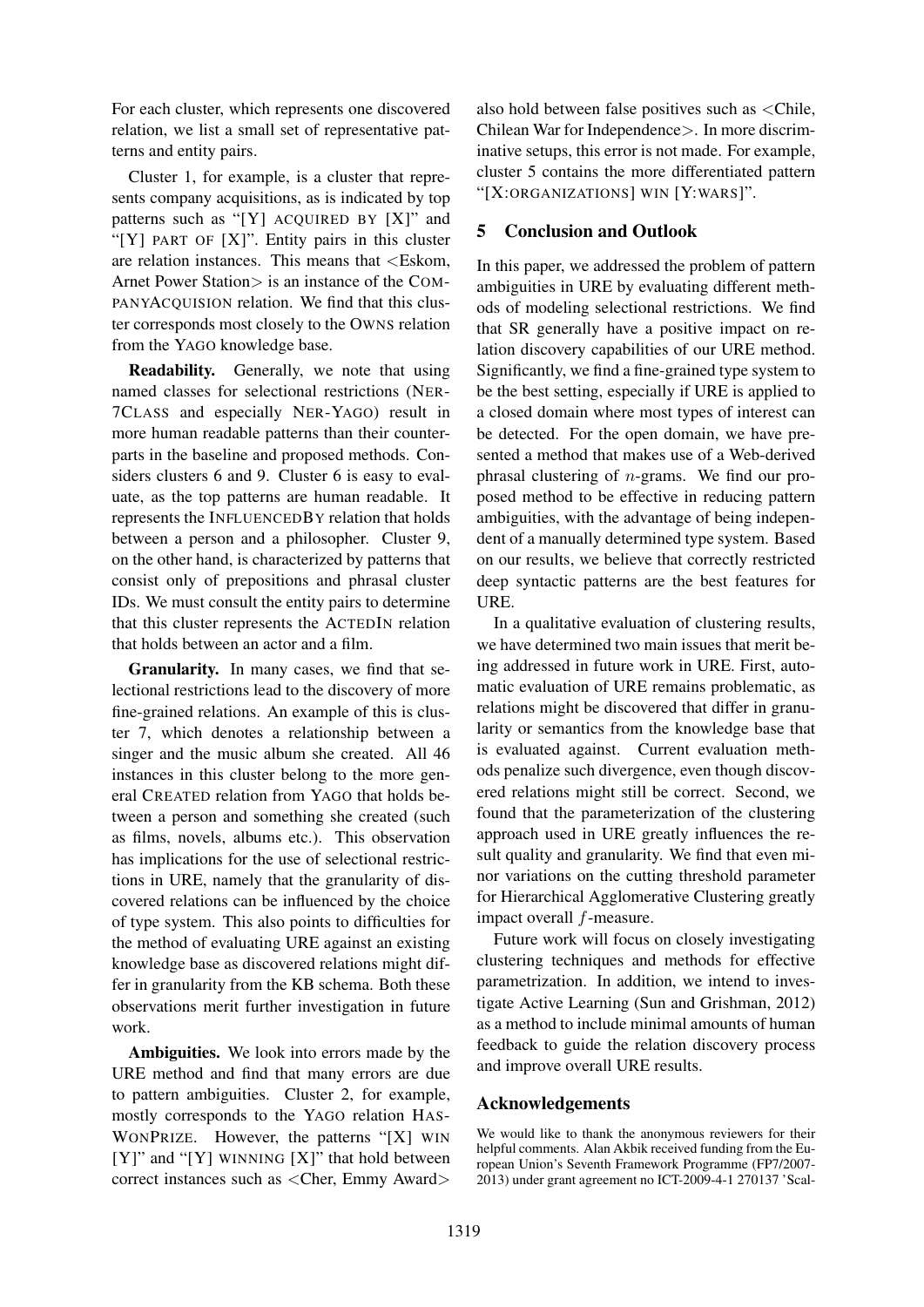For each cluster, which represents one discovered relation, we list a small set of representative patterns and entity pairs.

Cluster 1, for example, is a cluster that represents company acquisitions, as is indicated by top patterns such as "[Y] ACQUIRED BY [X]" and "[Y] PART OF [X]". Entity pairs in this cluster are relation instances. This means that <Eskom, Arnet Power Station> is an instance of the COMPANYACQUISION relation. We find that this cluster corresponds most closely to the OWNS relation from the YAGO knowledge base.

**Readability.** Generally, we note that using named classes for selectional restrictions (NER-7CLASS and especially NER-YAGO) result in more human readable patterns than their counterparts in the baseline and proposed methods. Considers clusters 6 and 9. Cluster 6 is easy to evaluate, as the top patterns are human readable. It represents the INFLUENCEDBY relation that holds between a person and a philosopher. Cluster 9, on the other hand, is characterized by patterns that consist only of prepositions and phrasal cluster IDs. We must consult the entity pairs to determine that this cluster represents the ACTEDIN relation that holds between an actor and a film.

**Granularity.** In many cases, we find that selectional restrictions lead to the discovery of more fine-grained relations. An example of this is cluster 7, which denotes a relationship between a singer and the music album she created. All 46 instances in this cluster belong to the more general CREATED relation from YAGO that holds between a person and something she created (such as films, novels, albums etc.). This observation has implications for the use of selectional restrictions in URE, namely that the granularity of discovered relations can be influenced by the choice of type system. This also points to difficulties for the method of evaluating URE against an existing knowledge base as discovered relations might differ in granularity from the KB schema. Both these observations merit further investigation in future work.

**Ambiguities.** We look into errors made by the URE method and find that many errors are due to pattern ambiguities. Cluster 2, for example, mostly corresponds to the YAGO relation HASWONPRIZE. However, the patterns "[X] WIN [Y]" and "[Y] WINNING [X]" that hold between correct instances such as <Cher, Emmy Award> also hold between false positives such as <Chile, Chilean War for Independence>. In more discriminative setups, this error is not made. For example, cluster 5 contains the more differentiated pattern "[X:ORGANIZATIONS] WIN [Y:WARS]".

## 5 Conclusion and Outlook

In this paper, we addressed the problem of pattern ambiguities in URE by evaluating different methods of modeling selectional restrictions. We find that SR generally have a positive impact on relation discovery capabilities of our URE method. Significantly, we find a fine-grained type system to be the best setting, especially if URE is applied to a closed domain where most types of interest can be detected. For the open domain, we have presented a method that makes use of a Web-derived phrasal clustering of $n$-grams. We find our proposed method to be effective in reducing pattern ambiguities, with the advantage of being independent of a manually determined type system. Based on our results, we believe that correctly restricted deep syntactic patterns are the best features for URE.

In a qualitative evaluation of clustering results, we have determined two main issues that merit being addressed in future work in URE. First, automatic evaluation of URE remains problematic, as relations might be discovered that differ in granularity or semantics from the knowledge base that is evaluated against. Current evaluation methods penalize such divergence, even though discovered relations might still be correct. Second, we found that the parameterization of the clustering approach used in URE greatly influences the result quality and granularity. We find that even minor variations on the cutting threshold parameter for Hierarchical Agglomerative Clustering greatly impact overall $f$-measure.

Future work will focus on closely investigating clustering techniques and methods for effective parametrization. In addition, we intend to investigate Active Learning (Sun and Grishman, 2012) as a method to include minimal amounts of human feedback to guide the relation discovery process and improve overall URE results.

## Acknowledgements

We would like to thank the anonymous reviewers for their helpful comments. Alan Akbik received funding from the European Union's Seventh Framework Programme (FP7/2007-2013) under grant agreement no ICT-2009-4-1 270137 'Scal-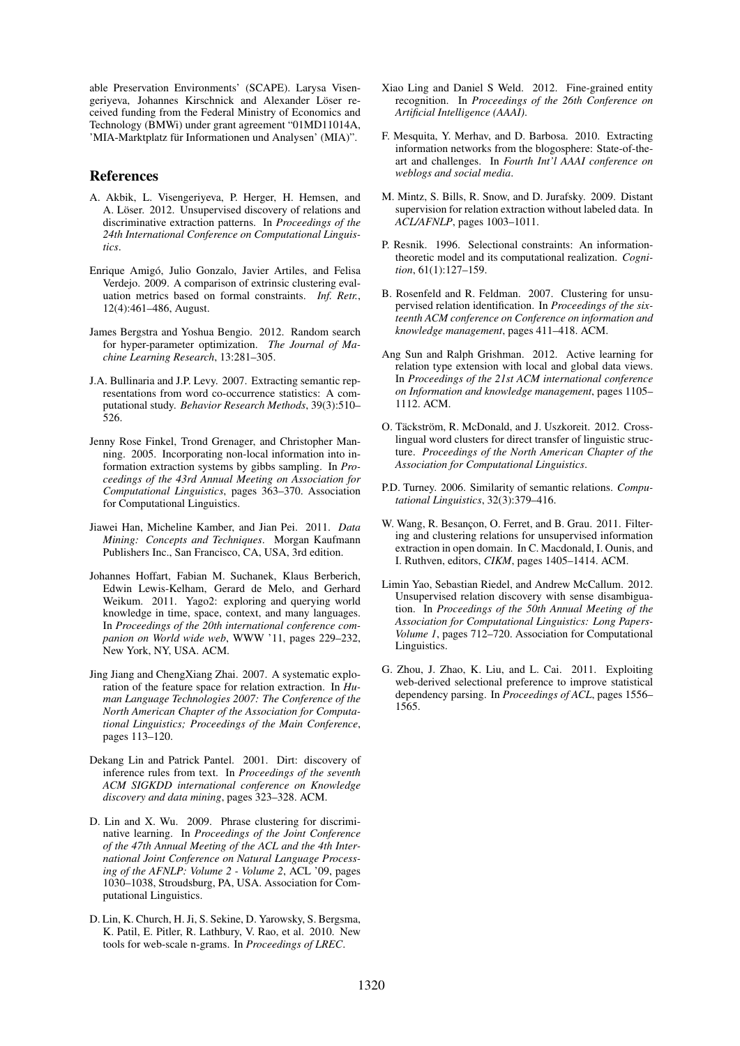able Preservation Environments' (SCAPE). Larysa Visengeriyeva, Johannes Kirschnick and Alexander Löser received funding from the Federal Ministry of Economics and Technology (BMWi) under grant agreement "01MD11014A, 'MIA-Marktplatz für Informationen und Analysen' (MIA)".

## References

A. Akbik, L. Visengeriyeva, P. Herger, H. Hemsen, and A. Löser. 2012. Unsupervised discovery of relations and discriminative extraction patterns. In *Proceedings of the 24th International Conference on Computational Linguistics*.

Enrique Amigó, Julio Gonzalo, Javier Artiles, and Felisa Verdejo. 2009. A comparison of extrinsic clustering evaluation metrics based on formal constraints. *Inf. Retr.*, 12(4):461–486, August.

James Bergstra and Yoshua Bengio. 2012. Random search for hyper-parameter optimization. *The Journal of Machine Learning Research*, 13:281–305.

J.A. Bullinaria and J.P. Levy. 2007. Extracting semantic representations from word co-occurrence statistics: A computational study. *Behavior Research Methods*, 39(3):510–526.

Jenny Rose Finkel, Trond Grenager, and Christopher Manning. 2005. Incorporating non-local information into information extraction systems by gibbs sampling. In *Proceedings of the 43rd Annual Meeting on Association for Computational Linguistics*, pages 363–370. Association for Computational Linguistics.

Jiawei Han, Micheline Kamber, and Jian Pei. 2011. *Data Mining: Concepts and Techniques*. Morgan Kaufmann Publishers Inc., San Francisco, CA, USA, 3rd edition.

Johannes Hoffart, Fabian M. Suchanek, Klaus Berberich, Edwin Lewis-Kelham, Gerard de Melo, and Gerhard Weikum. 2011. Yago2: exploring and querying world knowledge in time, space, context, and many languages. In *Proceedings of the 20th international conference companion on World wide web*, WWW '11, pages 229–232, New York, NY, USA. ACM.

Jing Jiang and ChengXiang Zhai. 2007. A systematic exploration of the feature space for relation extraction. In *Human Language Technologies 2007: The Conference of the North American Chapter of the Association for Computational Linguistics; Proceedings of the Main Conference*, pages 113–120.

Dekang Lin and Patrick Pantel. 2001. Dirt: discovery of inference rules from text. In *Proceedings of the seventh ACM SIGKDD international conference on Knowledge discovery and data mining*, pages 323–328. ACM.

D. Lin and X. Wu. 2009. Phrase clustering for discriminative learning. In *Proceedings of the Joint Conference of the 47th Annual Meeting of the ACL and the 4th International Joint Conference on Natural Language Processing of the AFNLP: Volume 2 - Volume 2*, ACL '09, pages 1030–1038, Stroudsburg, PA, USA. Association for Computational Linguistics.

D. Lin, K. Church, H. Ji, S. Sekine, D. Yarowsky, S. Bergsma, K. Patil, E. Pitler, R. Lathbury, V. Rao, et al. 2010. New tools for web-scale n-grams. In *Proceedings of LREC*.

Xiao Ling and Daniel S Weld. 2012. Fine-grained entity recognition. In *Proceedings of the 26th Conference on Artificial Intelligence (AAAI)*.

F. Mesquita, Y. Merhav, and D. Barbosa. 2010. Extracting information networks from the blogosphere: State-of-the-art and challenges. In *Fourth Int'l AAAI conference on weblogs and social media*.

M. Mintz, S. Bills, R. Snow, and D. Jurafsky. 2009. Distant supervision for relation extraction without labeled data. In *ACL/AFNLP*, pages 1003–1011.

P. Resnik. 1996. Selectional constraints: An information-theoretic model and its computational realization. *Cognition*, 61(1):127–159.

B. Rosenfeld and R. Feldman. 2007. Clustering for unsupervised relation identification. In *Proceedings of the sixteenth ACM conference on Conference on information and knowledge management*, pages 411–418. ACM.

Ang Sun and Ralph Grishman. 2012. Active learning for relation type extension with local and global data views. In *Proceedings of the 21st ACM international conference on Information and knowledge management*, pages 1105–1112. ACM.

O. Täckström, R. McDonald, and J. Uszkoreit. 2012. Cross-lingual word clusters for direct transfer of linguistic structure. *Proceedings of the North American Chapter of the Association for Computational Linguistics*.

P.D. Turney. 2006. Similarity of semantic relations. *Computational Linguistics*, 32(3):379–416.

W. Wang, R. Besançon, O. Ferret, and B. Grau. 2011. Filtering and clustering relations for unsupervised information extraction in open domain. In C. Macdonald, I. Ounis, and I. Ruthven, editors, *CIKM*, pages 1405–1414. ACM.

Limin Yao, Sebastian Riedel, and Andrew McCallum. 2012. Unsupervised relation discovery with sense disambiguation. In *Proceedings of the 50th Annual Meeting of the Association for Computational Linguistics: Long Papers-Volume 1*, pages 712–720. Association for Computational Linguistics.

G. Zhou, J. Zhao, K. Liu, and L. Cai. 2011. Exploiting web-derived selectional preference to improve statistical dependency parsing. In *Proceedings of ACL*, pages 1556–1565.